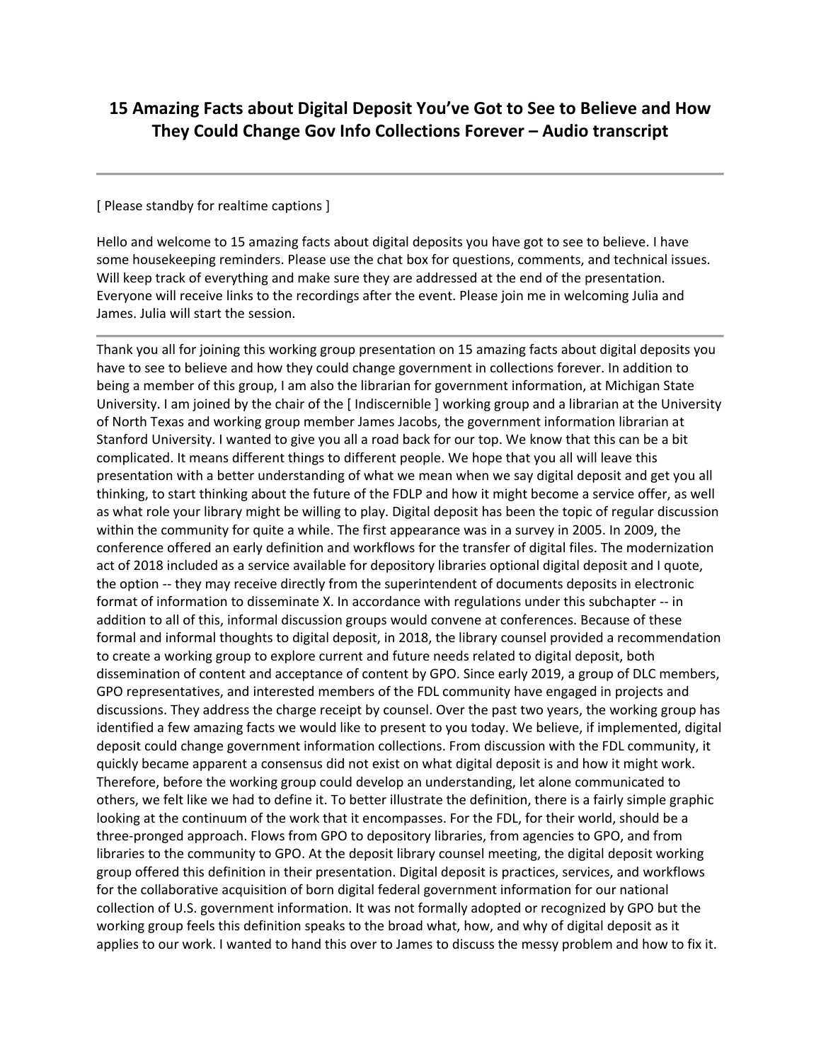# 15 Amazing Facts about Digital Deposit You've Got to See to Believe and How They Could Change Gov Info Collections Forever – Audio transcript

---

[ Please standby for realtime captions ]

Hello and welcome to 15 amazing facts about digital deposits you have got to see to believe. I have some housekeeping reminders. Please use the chat box for questions, comments, and technical issues. Will keep track of everything and make sure they are addressed at the end of the presentation. Everyone will receive links to the recordings after the event. Please join me in welcoming Julia and James. Julia will start the session.

---

Thank you all for joining this working group presentation on 15 amazing facts about digital deposits you have to see to believe and how they could change government in collections forever. In addition to being a member of this group, I am also the librarian for government information, at Michigan State University. I am joined by the chair of the [ Indiscernible ] working group and a librarian at the University of North Texas and working group member James Jacobs, the government information librarian at Stanford University. I wanted to give you all a road back for our top. We know that this can be a bit complicated. It means different things to different people. We hope that you all will leave this presentation with a better understanding of what we mean when we say digital deposit and get you all thinking, to start thinking about the future of the FDLP and how it might become a service offer, as well as what role your library might be willing to play. Digital deposit has been the topic of regular discussion within the community for quite a while. The first appearance was in a survey in 2005. In 2009, the conference offered an early definition and workflows for the transfer of digital files. The modernization act of 2018 included as a service available for depository libraries optional digital deposit and I quote, the option -- they may receive directly from the superintendent of documents deposits in electronic format of information to disseminate X. In accordance with regulations under this subchapter -- in addition to all of this, informal discussion groups would convene at conferences. Because of these formal and informal thoughts to digital deposit, in 2018, the library counsel provided a recommendation to create a working group to explore current and future needs related to digital deposit, both dissemination of content and acceptance of content by GPO. Since early 2019, a group of DLC members, GPO representatives, and interested members of the FDL community have engaged in projects and discussions. They address the charge receipt by counsel. Over the past two years, the working group has identified a few amazing facts we would like to present to you today. We believe, if implemented, digital deposit could change government information collections. From discussion with the FDL community, it quickly became apparent a consensus did not exist on what digital deposit is and how it might work. Therefore, before the working group could develop an understanding, let alone communicated to others, we felt like we had to define it. To better illustrate the definition, there is a fairly simple graphic looking at the continuum of the work that it encompasses. For the FDL, for their world, should be a three-pronged approach. Flows from GPO to depository libraries, from agencies to GPO, and from libraries to the community to GPO. At the deposit library counsel meeting, the digital deposit working group offered this definition in their presentation. Digital deposit is practices, services, and workflows for the collaborative acquisition of born digital federal government information for our national collection of U.S. government information. It was not formally adopted or recognized by GPO but the working group feels this definition speaks to the broad what, how, and why of digital deposit as it applies to our work. I wanted to hand this over to James to discuss the messy problem and how to fix it.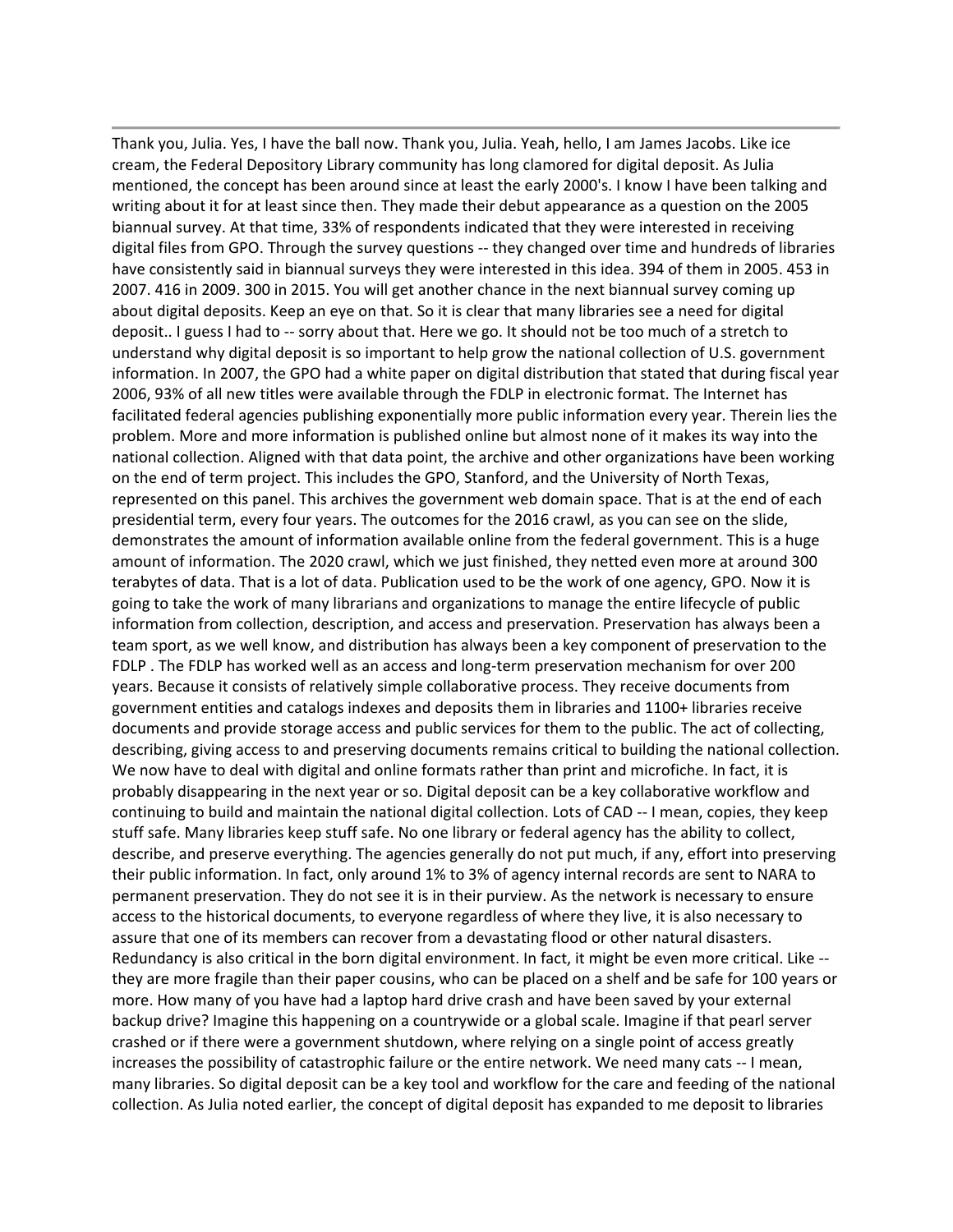Thank you, Julia. Yes, I have the ball now. Thank you, Julia. Yeah, hello, I am James Jacobs. Like ice cream, the Federal Depository Library community has long clamored for digital deposit. As Julia mentioned, the concept has been around since at least the early 2000's. I know I have been talking and writing about it for at least since then. They made their debut appearance as a question on the 2005 biannual survey. At that time, 33% of respondents indicated that they were interested in receiving digital files from GPO. Through the survey questions -- they changed over time and hundreds of libraries have consistently said in biannual surveys they were interested in this idea. 394 of them in 2005. 453 in 2007. 416 in 2009. 300 in 2015. You will get another chance in the next biannual survey coming up about digital deposits. Keep an eye on that. So it is clear that many libraries see a need for digital deposit.. I guess I had to -- sorry about that. Here we go. It should not be too much of a stretch to understand why digital deposit is so important to help grow the national collection of U.S. government information. In 2007, the GPO had a white paper on digital distribution that stated that during fiscal year 2006, 93% of all new titles were available through the FDLP in electronic format. The Internet has facilitated federal agencies publishing exponentially more public information every year. Therein lies the problem. More and more information is published online but almost none of it makes its way into the national collection. Aligned with that data point, the archive and other organizations have been working on the end of term project. This includes the GPO, Stanford, and the University of North Texas, represented on this panel. This archives the government web domain space. That is at the end of each presidential term, every four years. The outcomes for the 2016 crawl, as you can see on the slide, demonstrates the amount of information available online from the federal government. This is a huge amount of information. The 2020 crawl, which we just finished, they netted even more at around 300 terabytes of data. That is a lot of data. Publication used to be the work of one agency, GPO. Now it is going to take the work of many librarians and organizations to manage the entire lifecycle of public information from collection, description, and access and preservation. Preservation has always been a team sport, as we well know, and distribution has always been a key component of preservation to the FDLP . The FDLP has worked well as an access and long-term preservation mechanism for over 200 years. Because it consists of relatively simple collaborative process. They receive documents from government entities and catalogs indexes and deposits them in libraries and 1100+ libraries receive documents and provide storage access and public services for them to the public. The act of collecting, describing, giving access to and preserving documents remains critical to building the national collection. We now have to deal with digital and online formats rather than print and microfiche. In fact, it is probably disappearing in the next year or so. Digital deposit can be a key collaborative workflow and continuing to build and maintain the national digital collection. Lots of CAD -- I mean, copies, they keep stuff safe. Many libraries keep stuff safe. No one library or federal agency has the ability to collect, describe, and preserve everything. The agencies generally do not put much, if any, effort into preserving their public information. In fact, only around 1% to 3% of agency internal records are sent to NARA to permanent preservation. They do not see it is in their purview. As the network is necessary to ensure access to the historical documents, to everyone regardless of where they live, it is also necessary to assure that one of its members can recover from a devastating flood or other natural disasters. Redundancy is also critical in the born digital environment. In fact, it might be even more critical. Like -- they are more fragile than their paper cousins, who can be placed on a shelf and be safe for 100 years or more. How many of you have had a laptop hard drive crash and have been saved by your external backup drive? Imagine this happening on a countrywide or a global scale. Imagine if that pearl server crashed or if there were a government shutdown, where relying on a single point of access greatly increases the possibility of catastrophic failure or the entire network. We need many cats -- I mean, many libraries. So digital deposit can be a key tool and workflow for the care and feeding of the national collection. As Julia noted earlier, the concept of digital deposit has expanded to me deposit to libraries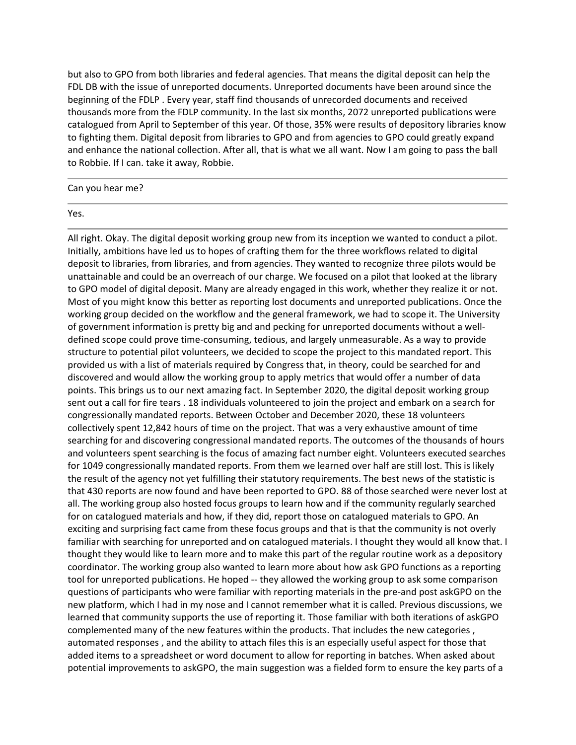but also to GPO from both libraries and federal agencies. That means the digital deposit can help the FDL DB with the issue of unreported documents. Unreported documents have been around since the beginning of the FDLP . Every year, staff find thousands of unrecorded documents and received thousands more from the FDLP community. In the last six months, 2072 unreported publications were catalogued from April to September of this year. Of those, 35% were results of depository libraries know to fighting them. Digital deposit from libraries to GPO and from agencies to GPO could greatly expand and enhance the national collection. After all, that is what we all want. Now I am going to pass the ball to Robbie. If I can. take it away, Robbie.

---

Can you hear me?

---

Yes.

---

All right. Okay. The digital deposit working group new from its inception we wanted to conduct a pilot. Initially, ambitions have led us to hopes of crafting them for the three workflows related to digital deposit to libraries, from libraries, and from agencies. They wanted to recognize three pilots would be unattainable and could be an overreach of our charge. We focused on a pilot that looked at the library to GPO model of digital deposit. Many are already engaged in this work, whether they realize it or not. Most of you might know this better as reporting lost documents and unreported publications. Once the working group decided on the workflow and the general framework, we had to scope it. The University of government information is pretty big and and pecking for unreported documents without a well-defined scope could prove time-consuming, tedious, and largely unmeasurable. As a way to provide structure to potential pilot volunteers, we decided to scope the project to this mandated report. This provided us with a list of materials required by Congress that, in theory, could be searched for and discovered and would allow the working group to apply metrics that would offer a number of data points. This brings us to our next amazing fact. In September 2020, the digital deposit working group sent out a call for fire tears . 18 individuals volunteered to join the project and embark on a search for congressionally mandated reports. Between October and December 2020, these 18 volunteers collectively spent 12,842 hours of time on the project. That was a very exhaustive amount of time searching for and discovering congressional mandated reports. The outcomes of the thousands of hours and volunteers spent searching is the focus of amazing fact number eight. Volunteers executed searches for 1049 congressionally mandated reports. From them we learned over half are still lost. This is likely the result of the agency not yet fulfilling their statutory requirements. The best news of the statistic is that 430 reports are now found and have been reported to GPO. 88 of those searched were never lost at all. The working group also hosted focus groups to learn how and if the community regularly searched for on catalogued materials and how, if they did, report those on catalogued materials to GPO. An exciting and surprising fact came from these focus groups and that is that the community is not overly familiar with searching for unreported and on catalogued materials. I thought they would all know that. I thought they would like to learn more and to make this part of the regular routine work as a depository coordinator. The working group also wanted to learn more about how ask GPO functions as a reporting tool for unreported publications. He hoped -- they allowed the working group to ask some comparison questions of participants who were familiar with reporting materials in the pre-and post askGPO on the new platform, which I had in my nose and I cannot remember what it is called. Previous discussions, we learned that community supports the use of reporting it. Those familiar with both iterations of askGPO complemented many of the new features within the products. That includes the new categories , automated responses , and the ability to attach files this is an especially useful aspect for those that added items to a spreadsheet or word document to allow for reporting in batches. When asked about potential improvements to askGPO, the main suggestion was a fielded form to ensure the key parts of a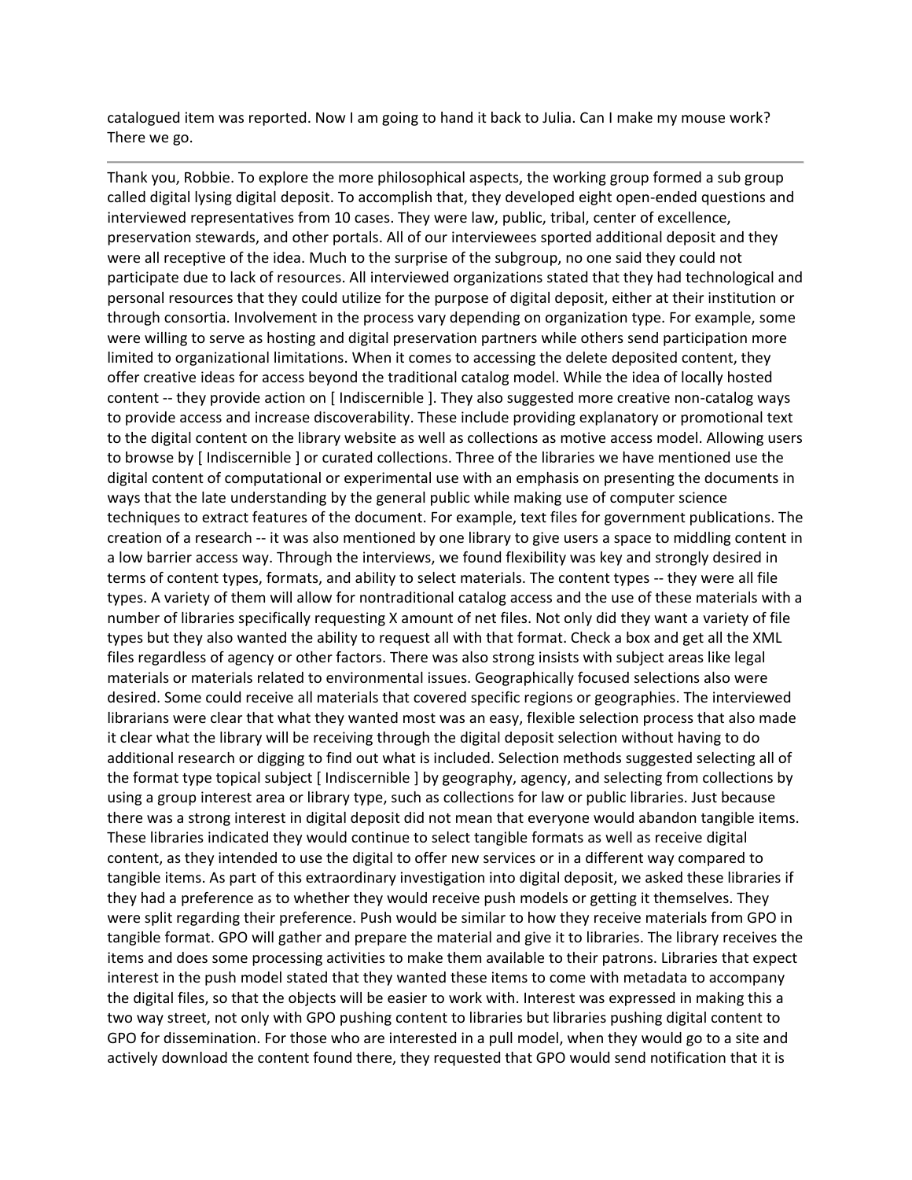catalogued item was reported. Now I am going to hand it back to Julia. Can I make my mouse work? There we go.

---

Thank you, Robbie. To explore the more philosophical aspects, the working group formed a sub group called digital lysing digital deposit. To accomplish that, they developed eight open-ended questions and interviewed representatives from 10 cases. They were law, public, tribal, center of excellence, preservation stewards, and other portals. All of our interviewees sported additional deposit and they were all receptive of the idea. Much to the surprise of the subgroup, no one said they could not participate due to lack of resources. All interviewed organizations stated that they had technological and personal resources that they could utilize for the purpose of digital deposit, either at their institution or through consortia. Involvement in the process vary depending on organization type. For example, some were willing to serve as hosting and digital preservation partners while others send participation more limited to organizational limitations. When it comes to accessing the delete deposited content, they offer creative ideas for access beyond the traditional catalog model. While the idea of locally hosted content -- they provide action on [ Indiscernible ]. They also suggested more creative non-catalog ways to provide access and increase discoverability. These include providing explanatory or promotional text to the digital content on the library website as well as collections as motive access model. Allowing users to browse by [ Indiscernible ] or curated collections. Three of the libraries we have mentioned use the digital content of computational or experimental use with an emphasis on presenting the documents in ways that the late understanding by the general public while making use of computer science techniques to extract features of the document. For example, text files for government publications. The creation of a research -- it was also mentioned by one library to give users a space to middling content in a low barrier access way. Through the interviews, we found flexibility was key and strongly desired in terms of content types, formats, and ability to select materials. The content types -- they were all file types. A variety of them will allow for nontraditional catalog access and the use of these materials with a number of libraries specifically requesting X amount of net files. Not only did they want a variety of file types but they also wanted the ability to request all with that format. Check a box and get all the XML files regardless of agency or other factors. There was also strong insists with subject areas like legal materials or materials related to environmental issues. Geographically focused selections also were desired. Some could receive all materials that covered specific regions or geographies. The interviewed librarians were clear that what they wanted most was an easy, flexible selection process that also made it clear what the library will be receiving through the digital deposit selection without having to do additional research or digging to find out what is included. Selection methods suggested selecting all of the format type topical subject [ Indiscernible ] by geography, agency, and selecting from collections by using a group interest area or library type, such as collections for law or public libraries. Just because there was a strong interest in digital deposit did not mean that everyone would abandon tangible items. These libraries indicated they would continue to select tangible formats as well as receive digital content, as they intended to use the digital to offer new services or in a different way compared to tangible items. As part of this extraordinary investigation into digital deposit, we asked these libraries if they had a preference as to whether they would receive push models or getting it themselves. They were split regarding their preference. Push would be similar to how they receive materials from GPO in tangible format. GPO will gather and prepare the material and give it to libraries. The library receives the items and does some processing activities to make them available to their patrons. Libraries that expect interest in the push model stated that they wanted these items to come with metadata to accompany the digital files, so that the objects will be easier to work with. Interest was expressed in making this a two way street, not only with GPO pushing content to libraries but libraries pushing digital content to GPO for dissemination. For those who are interested in a pull model, when they would go to a site and actively download the content found there, they requested that GPO would send notification that it is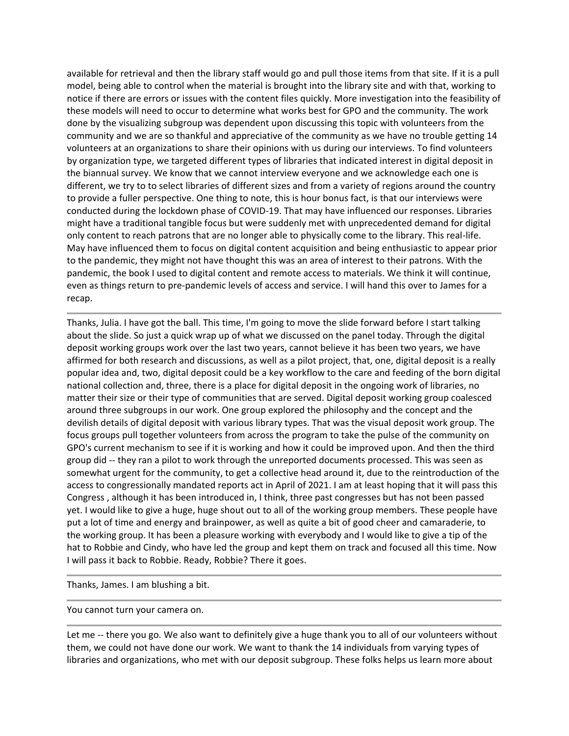available for retrieval and then the library staff would go and pull those items from that site. If it is a pull model, being able to control when the material is brought into the library site and with that, working to notice if there are errors or issues with the content files quickly. More investigation into the feasibility of these models will need to occur to determine what works best for GPO and the community. The work done by the visualizing subgroup was dependent upon discussing this topic with volunteers from the community and we are so thankful and appreciative of the community as we have no trouble getting 14 volunteers at an organizations to share their opinions with us during our interviews. To find volunteers by organization type, we targeted different types of libraries that indicated interest in digital deposit in the biannual survey. We know that we cannot interview everyone and we acknowledge each one is different, we try to to select libraries of different sizes and from a variety of regions around the country to provide a fuller perspective. One thing to note, this is hour bonus fact, is that our interviews were conducted during the lockdown phase of COVID-19. That may have influenced our responses. Libraries might have a traditional tangible focus but were suddenly met with unprecedented demand for digital only content to reach patrons that are no longer able to physically come to the library. This real-life. May have influenced them to focus on digital content acquisition and being enthusiastic to appear prior to the pandemic, they might not have thought this was an area of interest to their patrons. With the pandemic, the book I used to digital content and remote access to materials. We think it will continue, even as things return to pre-pandemic levels of access and service. I will hand this over to James for a recap.

---

Thanks, Julia. I have got the ball. This time, I'm going to move the slide forward before I start talking about the slide. So just a quick wrap up of what we discussed on the panel today. Through the digital deposit working groups work over the last two years, cannot believe it has been two years, we have affirmed for both research and discussions, as well as a pilot project, that, one, digital deposit is a really popular idea and, two, digital deposit could be a key workflow to the care and feeding of the born digital national collection and, three, there is a place for digital deposit in the ongoing work of libraries, no matter their size or their type of communities that are served. Digital deposit working group coalesced around three subgroups in our work. One group explored the philosophy and the concept and the devilish details of digital deposit with various library types. That was the visual deposit work group. The focus groups pull together volunteers from across the program to take the pulse of the community on GPO's current mechanism to see if it is working and how it could be improved upon. And then the third group did -- they ran a pilot to work through the unreported documents processed. This was seen as somewhat urgent for the community, to get a collective head around it, due to the reintroduction of the access to congressionally mandated reports act in April of 2021. I am at least hoping that it will pass this Congress , although it has been introduced in, I think, three past congresses but has not been passed yet. I would like to give a huge, huge shout out to all of the working group members. These people have put a lot of time and energy and brainpower, as well as quite a bit of good cheer and camaraderie, to the working group. It has been a pleasure working with everybody and I would like to give a tip of the hat to Robbie and Cindy, who have led the group and kept them on track and focused all this time. Now I will pass it back to Robbie. Ready, Robbie? There it goes.

---

Thanks, James. I am blushing a bit.

---

You cannot turn your camera on.

---

Let me -- there you go. We also want to definitely give a huge thank you to all of our volunteers without them, we could not have done our work. We want to thank the 14 individuals from varying types of libraries and organizations, who met with our deposit subgroup. These folks helps us learn more about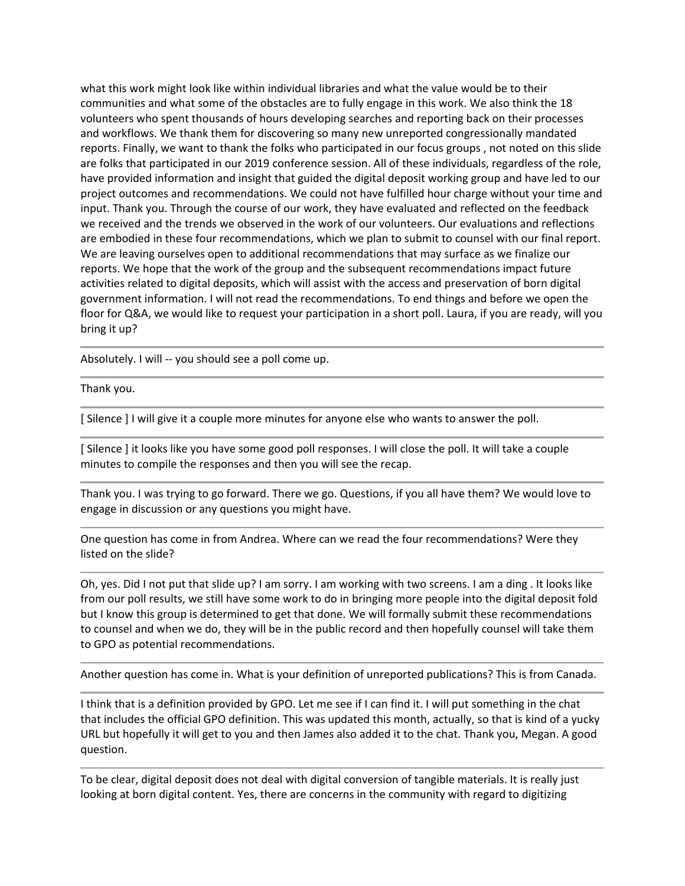what this work might look like within individual libraries and what the value would be to their communities and what some of the obstacles are to fully engage in this work. We also think the 18 volunteers who spent thousands of hours developing searches and reporting back on their processes and workflows. We thank them for discovering so many new unreported congressionally mandated reports. Finally, we want to thank the folks who participated in our focus groups , not noted on this slide are folks that participated in our 2019 conference session. All of these individuals, regardless of the role, have provided information and insight that guided the digital deposit working group and have led to our project outcomes and recommendations. We could not have fulfilled hour charge without your time and input. Thank you. Through the course of our work, they have evaluated and reflected on the feedback we received and the trends we observed in the work of our volunteers. Our evaluations and reflections are embodied in these four recommendations, which we plan to submit to counsel with our final report. We are leaving ourselves open to additional recommendations that may surface as we finalize our reports. We hope that the work of the group and the subsequent recommendations impact future activities related to digital deposits, which will assist with the access and preservation of born digital government information. I will not read the recommendations. To end things and before we open the floor for Q&A, we would like to request your participation in a short poll. Laura, if you are ready, will you bring it up?

---

Absolutely. I will -- you should see a poll come up.

---

Thank you.

---

[ Silence ] I will give it a couple more minutes for anyone else who wants to answer the poll.

---

[ Silence ] it looks like you have some good poll responses. I will close the poll. It will take a couple minutes to compile the responses and then you will see the recap.

---

Thank you. I was trying to go forward. There we go. Questions, if you all have them? We would love to engage in discussion or any questions you might have.

---

One question has come in from Andrea. Where can we read the four recommendations? Were they listed on the slide?

---

Oh, yes. Did I not put that slide up? I am sorry. I am working with two screens. I am a ding . It looks like from our poll results, we still have some work to do in bringing more people into the digital deposit fold but I know this group is determined to get that done. We will formally submit these recommendations to counsel and when we do, they will be in the public record and then hopefully counsel will take them to GPO as potential recommendations.

---

Another question has come in. What is your definition of unreported publications? This is from Canada.

---

I think that is a definition provided by GPO. Let me see if I can find it. I will put something in the chat that includes the official GPO definition. This was updated this month, actually, so that is kind of a yucky URL but hopefully it will get to you and then James also added it to the chat. Thank you, Megan. A good question.

---

To be clear, digital deposit does not deal with digital conversion of tangible materials. It is really just looking at born digital content. Yes, there are concerns in the community with regard to digitizing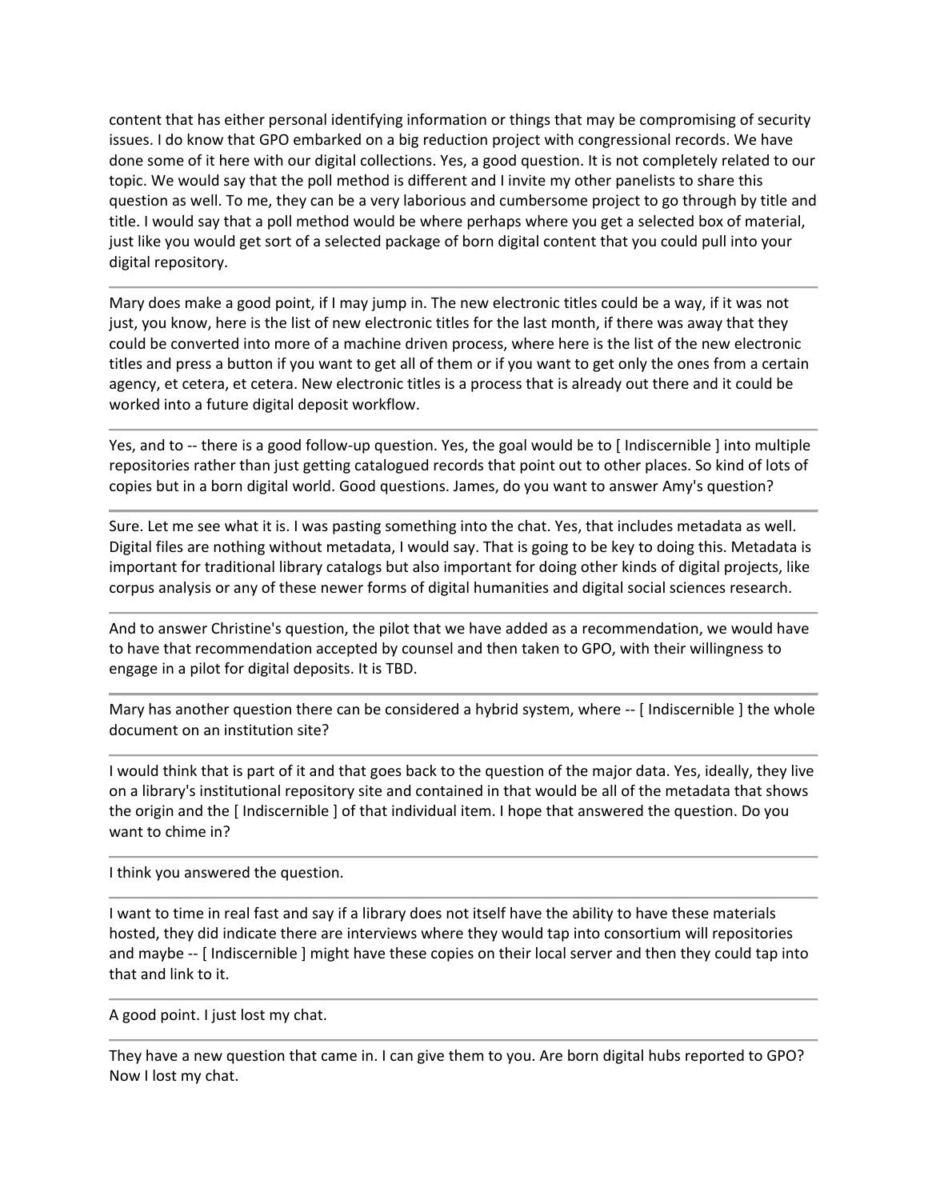content that has either personal identifying information or things that may be compromising of security issues. I do know that GPO embarked on a big reduction project with congressional records. We have done some of it here with our digital collections. Yes, a good question. It is not completely related to our topic. We would say that the poll method is different and I invite my other panelists to share this question as well. To me, they can be a very laborious and cumbersome project to go through by title and title. I would say that a poll method would be where perhaps where you get a selected box of material, just like you would get sort of a selected package of born digital content that you could pull into your digital repository.

---

Mary does make a good point, if I may jump in. The new electronic titles could be a way, if it was not just, you know, here is the list of new electronic titles for the last month, if there was away that they could be converted into more of a machine driven process, where here is the list of the new electronic titles and press a button if you want to get all of them or if you want to get only the ones from a certain agency, et cetera, et cetera. New electronic titles is a process that is already out there and it could be worked into a future digital deposit workflow.

---

Yes, and to -- there is a good follow-up question. Yes, the goal would be to [ Indiscernible ] into multiple repositories rather than just getting catalogued records that point out to other places. So kind of lots of copies but in a born digital world. Good questions. James, do you want to answer Amy's question?

---

Sure. Let me see what it is. I was pasting something into the chat. Yes, that includes metadata as well. Digital files are nothing without metadata, I would say. That is going to be key to doing this. Metadata is important for traditional library catalogs but also important for doing other kinds of digital projects, like corpus analysis or any of these newer forms of digital humanities and digital social sciences research.

---

And to answer Christine's question, the pilot that we have added as a recommendation, we would have to have that recommendation accepted by counsel and then taken to GPO, with their willingness to engage in a pilot for digital deposits. It is TBD.

---

Mary has another question there can be considered a hybrid system, where -- [ Indiscernible ] the whole document on an institution site?

---

I would think that is part of it and that goes back to the question of the major data. Yes, ideally, they live on a library's institutional repository site and contained in that would be all of the metadata that shows the origin and the [ Indiscernible ] of that individual item. I hope that answered the question. Do you want to chime in?

---

I think you answered the question.

---

I want to time in real fast and say if a library does not itself have the ability to have these materials hosted, they did indicate there are interviews where they would tap into consortium will repositories and maybe -- [ Indiscernible ] might have these copies on their local server and then they could tap into that and link to it.

---

A good point. I just lost my chat.

---

They have a new question that came in. I can give them to you. Are born digital hubs reported to GPO? Now I lost my chat.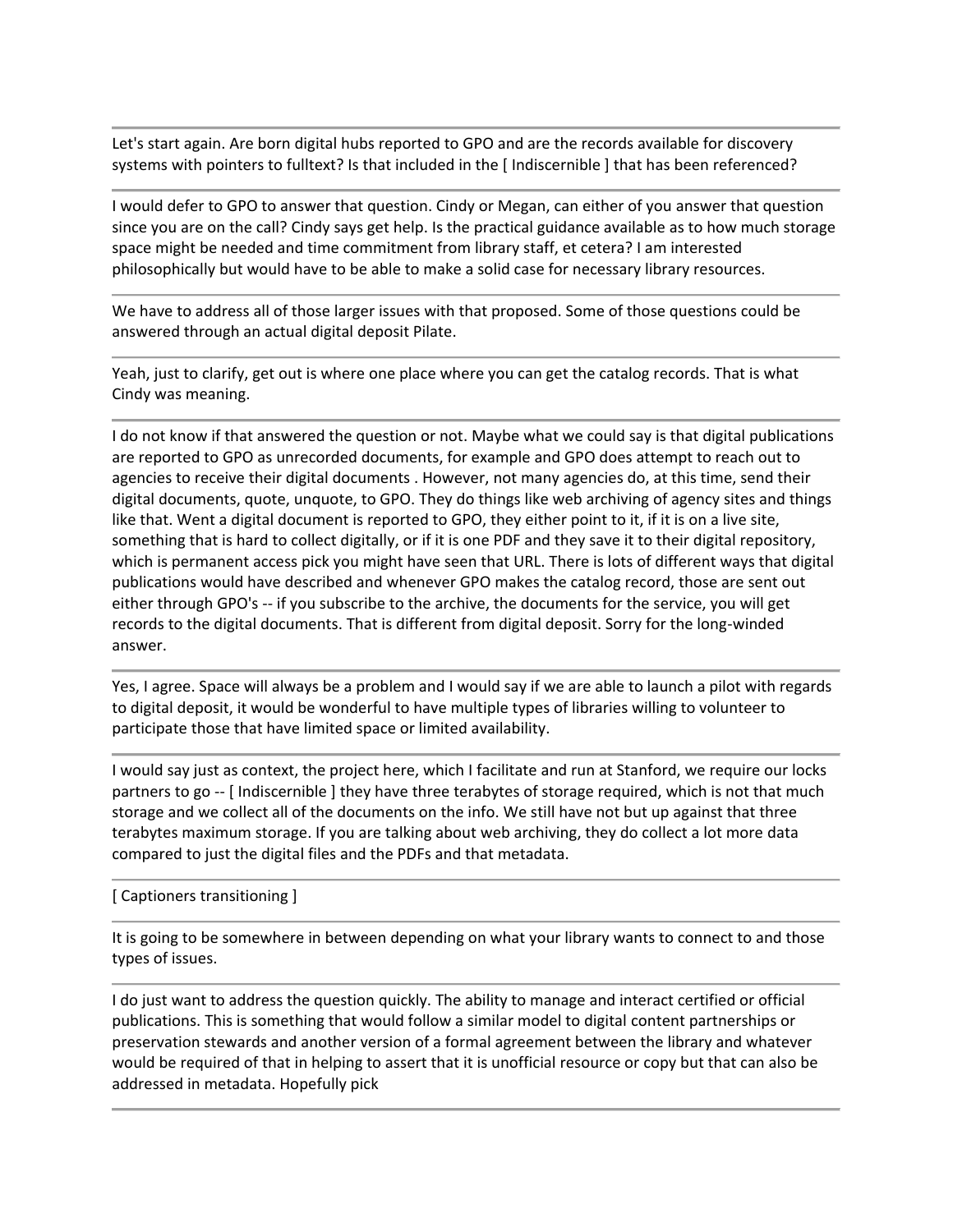Let's start again. Are born digital hubs reported to GPO and are the records available for discovery systems with pointers to fulltext? Is that included in the [ Indiscernible ] that has been referenced?

---

I would defer to GPO to answer that question. Cindy or Megan, can either of you answer that question since you are on the call? Cindy says get help. Is the practical guidance available as to how much storage space might be needed and time commitment from library staff, et cetera? I am interested philosophically but would have to be able to make a solid case for necessary library resources.

---

We have to address all of those larger issues with that proposed. Some of those questions could be answered through an actual digital deposit Pilate.

---

Yeah, just to clarify, get out is where one place where you can get the catalog records. That is what Cindy was meaning.

---

I do not know if that answered the question or not. Maybe what we could say is that digital publications are reported to GPO as unrecorded documents, for example and GPO does attempt to reach out to agencies to receive their digital documents . However, not many agencies do, at this time, send their digital documents, quote, unquote, to GPO. They do things like web archiving of agency sites and things like that. Went a digital document is reported to GPO, they either point to it, if it is on a live site, something that is hard to collect digitally, or if it is one PDF and they save it to their digital repository, which is permanent access pick you might have seen that URL. There is lots of different ways that digital publications would have described and whenever GPO makes the catalog record, those are sent out either through GPO's -- if you subscribe to the archive, the documents for the service, you will get records to the digital documents. That is different from digital deposit. Sorry for the long-winded answer.

---

Yes, I agree. Space will always be a problem and I would say if we are able to launch a pilot with regards to digital deposit, it would be wonderful to have multiple types of libraries willing to volunteer to participate those that have limited space or limited availability.

---

I would say just as context, the project here, which I facilitate and run at Stanford, we require our locks partners to go -- [ Indiscernible ] they have three terabytes of storage required, which is not that much storage and we collect all of the documents on the info. We still have not but up against that three terabytes maximum storage. If you are talking about web archiving, they do collect a lot more data compared to just the digital files and the PDFs and that metadata.

---

[ Captioners transitioning ]

---

It is going to be somewhere in between depending on what your library wants to connect to and those types of issues.

---

I do just want to address the question quickly. The ability to manage and interact certified or official publications. This is something that would follow a similar model to digital content partnerships or preservation stewards and another version of a formal agreement between the library and whatever would be required of that in helping to assert that it is unofficial resource or copy but that can also be addressed in metadata. Hopefully pick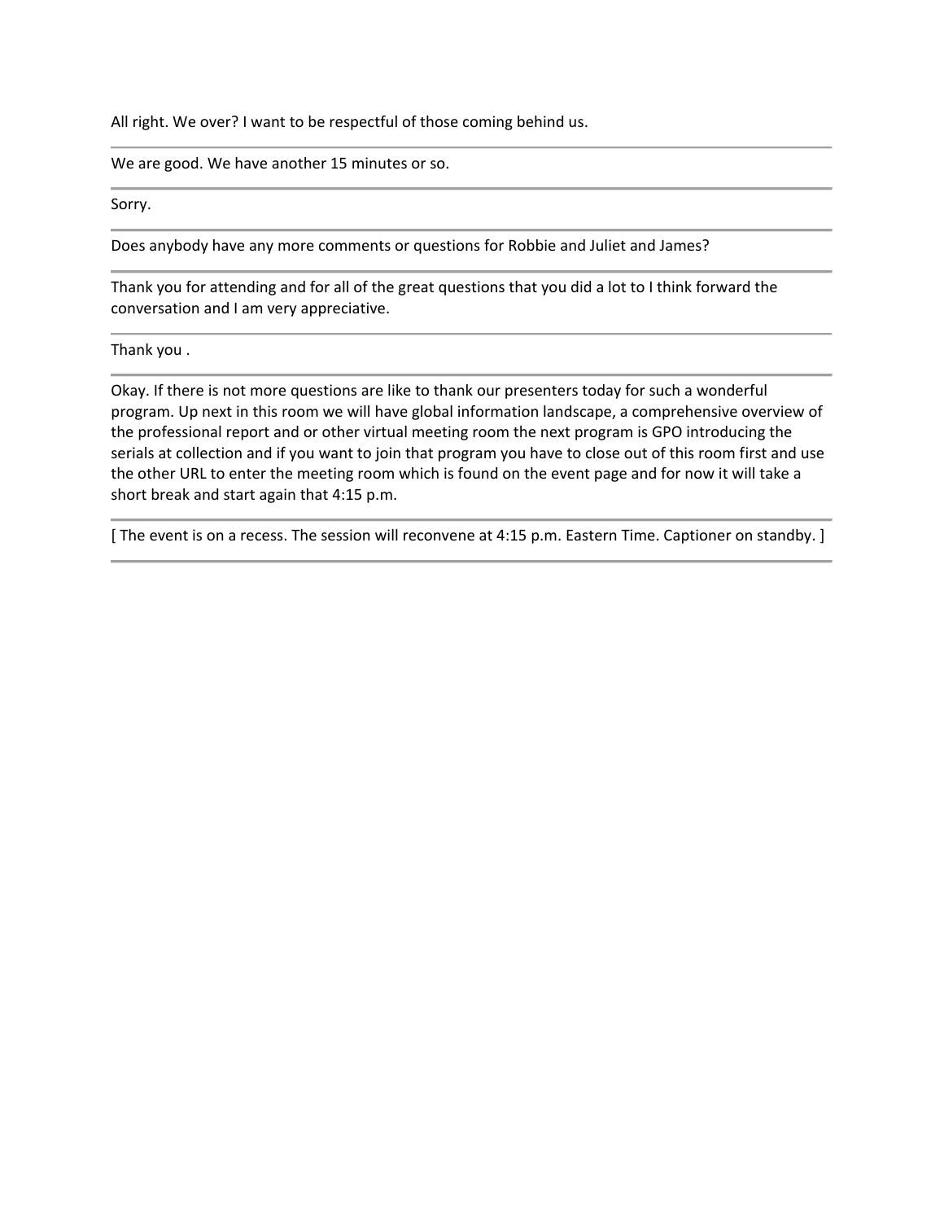All right. We over? I want to be respectful of those coming behind us.

---

We are good. We have another 15 minutes or so.

---

Sorry.

---

Does anybody have any more comments or questions for Robbie and Juliet and James?

---

Thank you for attending and for all of the great questions that you did a lot to I think forward the conversation and I am very appreciative.

---

Thank you .

---

Okay. If there is not more questions are like to thank our presenters today for such a wonderful program. Up next in this room we will have global information landscape, a comprehensive overview of the professional report and or other virtual meeting room the next program is GPO introducing the serials at collection and if you want to join that program you have to close out of this room first and use the other URL to enter the meeting room which is found on the event page and for now it will take a short break and start again that 4:15 p.m.

---

[ The event is on a recess. The session will reconvene at 4:15 p.m. Eastern Time. Captioner on standby. ]

---